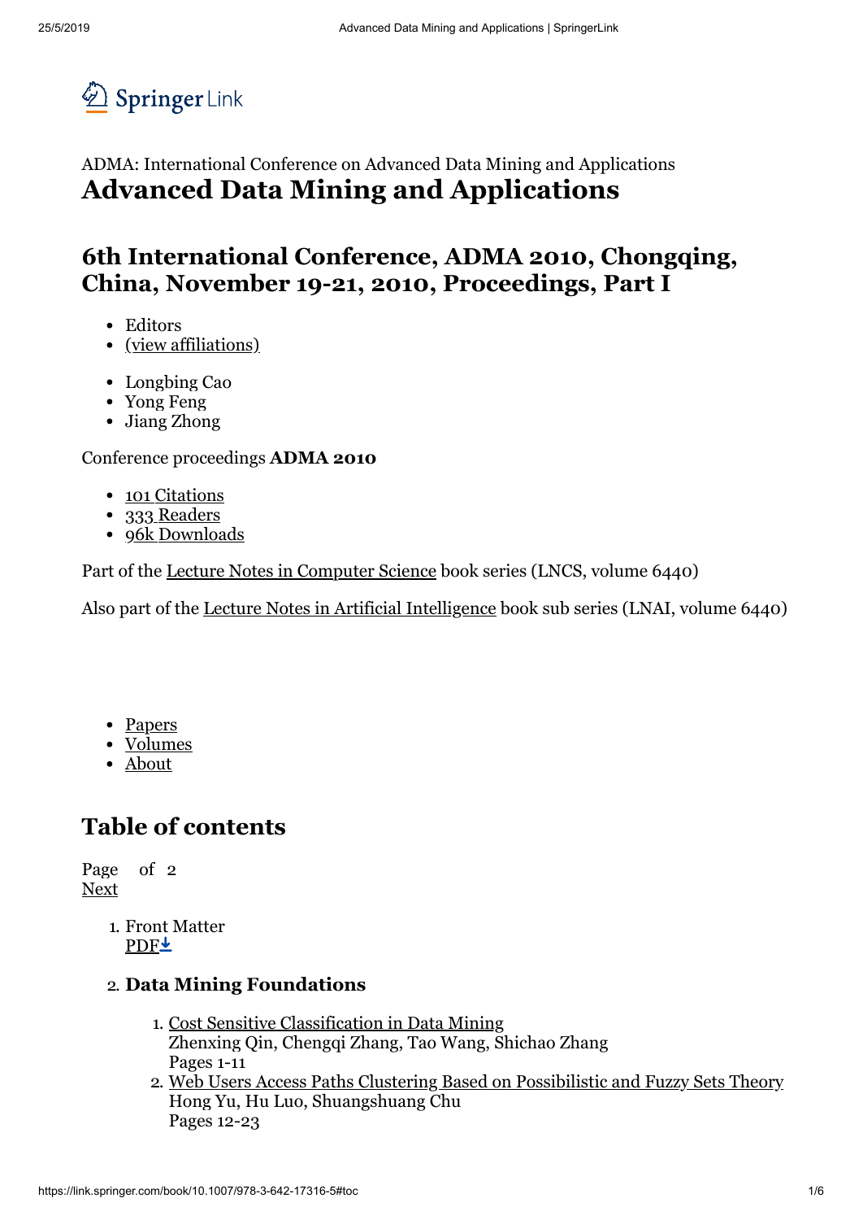ADMA: International Conference on Advanced Data Mining and Applications

# Advanced Data Mining and Applications

## 6th International Conference, ADMA 2010, Chongqing, China, November 19-21, 2010, Proceedings, Part I

- Editors
- (view affiliations)

- Longbing Cao
- Yong Feng
- Jiang Zhong

Conference proceedings **ADMA 2010**

- 101 Citations
- 333 Readers
- 96k Downloads

Part of the Lecture Notes in Computer Science book series (LNCS, volume 6440)

Also part of the Lecture Notes in Artificial Intelligence book sub series (LNAI, volume 6440)

- Papers
- Volumes
- About

## Table of contents

Page of 2
Next

1. Front Matter
   PDF
2. **Data Mining Foundations**
   1. Cost Sensitive Classification in Data Mining
      Zhenxing Qin, Chengqi Zhang, Tao Wang, Shichao Zhang
      Pages 1-11
   2. Web Users Access Paths Clustering Based on Possibilistic and Fuzzy Sets Theory
      Hong Yu, Hu Luo, Shuangshuang Chu
      Pages 12-23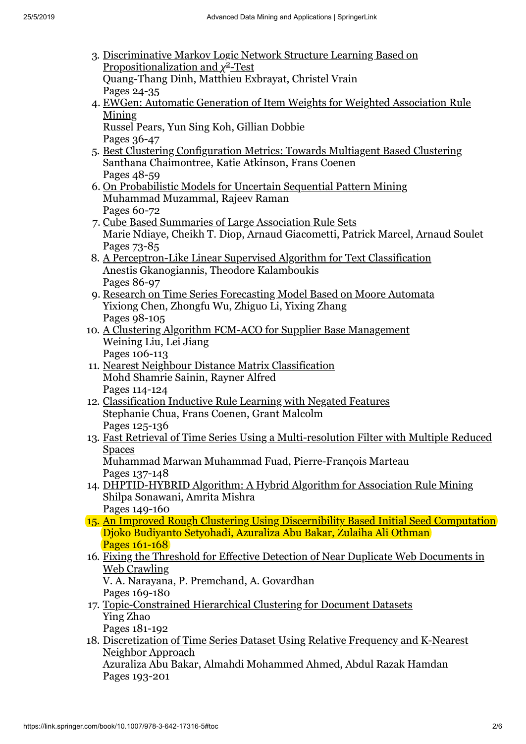3. Discriminative Markov Logic Network Structure Learning Based on Propositionalization and $\chi^2$-Test
   Quang-Thang Dinh, Matthieu Exbrayat, Christel Vrain
   Pages 24-35
4. EWGen: Automatic Generation of Item Weights for Weighted Association Rule Mining
   Russel Pears, Yun Sing Koh, Gillian Dobbie
   Pages 36-47
5. Best Clustering Configuration Metrics: Towards Multiagent Based Clustering
   Santhana Chaimontree, Katie Atkinson, Frans Coenen
   Pages 48-59
6. On Probabilistic Models for Uncertain Sequential Pattern Mining
   Muhammad Muzammal, Rajeev Raman
   Pages 60-72
7. Cube Based Summaries of Large Association Rule Sets
   Marie Ndiaye, Cheikh T. Diop, Arnaud Giacometti, Patrick Marcel, Arnaud Soulet
   Pages 73-85
8. A Perceptron-Like Linear Supervised Algorithm for Text Classification
   Anestis Gkanogiannis, Theodore Kalamboukis
   Pages 86-97
9. Research on Time Series Forecasting Model Based on Moore Automata
   Yixiong Chen, Zhongfu Wu, Zhiguo Li, Yixing Zhang
   Pages 98-105
10. A Clustering Algorithm FCM-ACO for Supplier Base Management
    Weining Liu, Lei Jiang
    Pages 106-113
11. Nearest Neighbour Distance Matrix Classification
    Mohd Shamrie Sainin, Rayner Alfred
    Pages 114-124
12. Classification Inductive Rule Learning with Negated Features
    Stephanie Chua, Frans Coenen, Grant Malcolm
    Pages 125-136
13. Fast Retrieval of Time Series Using a Multi-resolution Filter with Multiple Reduced Spaces
    Muhammad Marwan Muhammad Fuad, Pierre-François Marteau
    Pages 137-148
14. DHPTID-HYBRID Algorithm: A Hybrid Algorithm for Association Rule Mining
    Shilpa Sonawani, Amrita Mishra
    Pages 149-160
15. An Improved Rough Clustering Using Discernibility Based Initial Seed Computation
    Djoko Budiyanto Setyohadi, Azuraliza Abu Bakar, Zulaiha Ali Othman
    Pages 161-168
16. Fixing the Threshold for Effective Detection of Near Duplicate Web Documents in Web Crawling
    V. A. Narayana, P. Premchand, A. Govardhan
    Pages 169-180
17. Topic-Constrained Hierarchical Clustering for Document Datasets
    Ying Zhao
    Pages 181-192
18. Discretization of Time Series Dataset Using Relative Frequency and K-Nearest Neighbor Approach
    Azuraliza Abu Bakar, Almahdi Mohammed Ahmed, Abdul Razak Hamdan
    Pages 193-201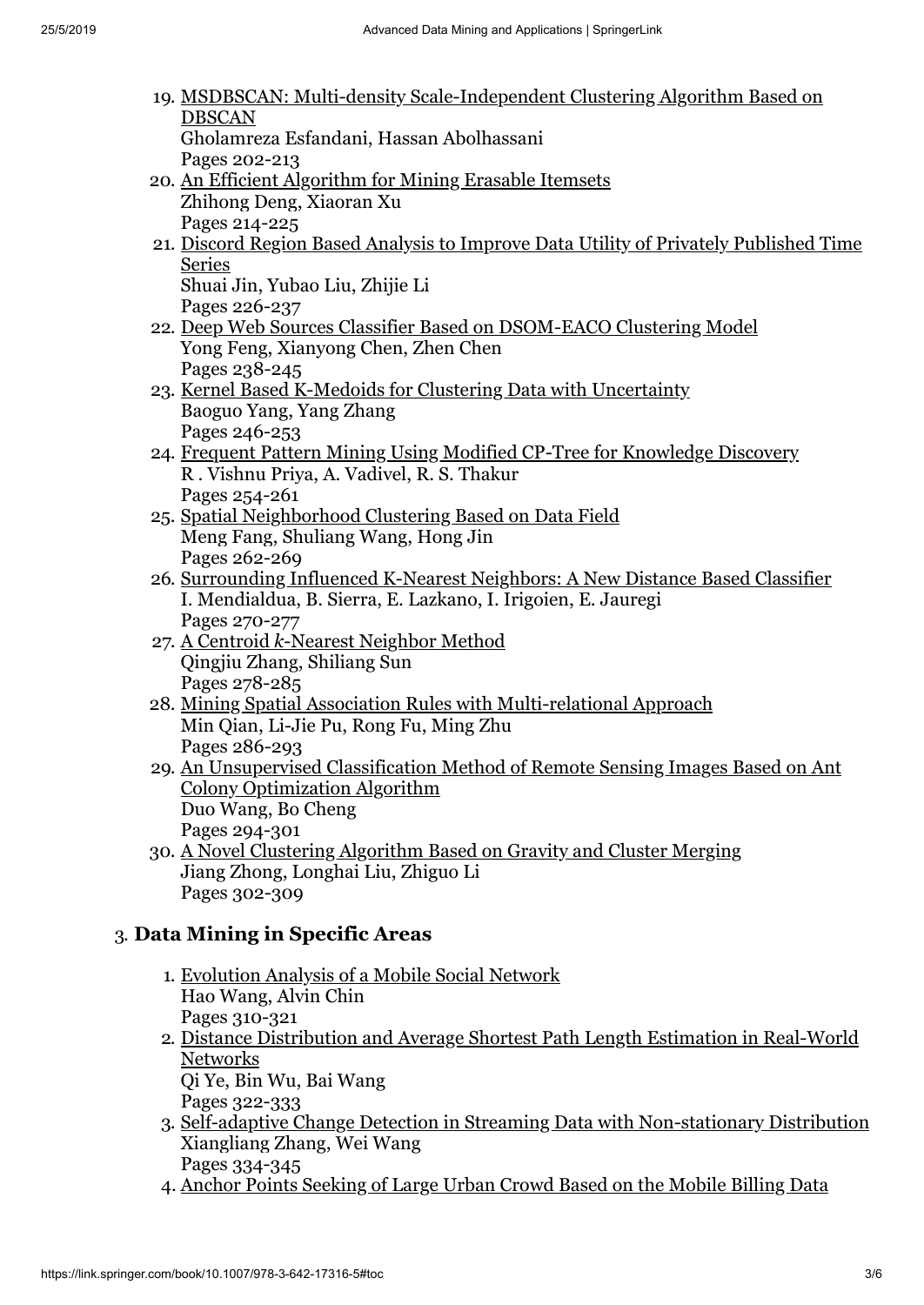19. MSDBSCAN: Multi-density Scale-Independent Clustering Algorithm Based on DBSCAN
    Gholamreza Esfandani, Hassan Abolhassani
    Pages 202-213
20. An Efficient Algorithm for Mining Erasable Itemsets
    Zhihong Deng, Xiaoran Xu
    Pages 214-225
21. Discord Region Based Analysis to Improve Data Utility of Privately Published Time Series
    Shuai Jin, Yubao Liu, Zhijie Li
    Pages 226-237
22. Deep Web Sources Classifier Based on DSOM-EACO Clustering Model
    Yong Feng, Xianyong Chen, Zhen Chen
    Pages 238-245
23. Kernel Based K-Medoids for Clustering Data with Uncertainty
    Baoguo Yang, Yang Zhang
    Pages 246-253
24. Frequent Pattern Mining Using Modified CP-Tree for Knowledge Discovery
    R . Vishnu Priya, A. Vadivel, R. S. Thakur
    Pages 254-261
25. Spatial Neighborhood Clustering Based on Data Field
    Meng Fang, Shuliang Wang, Hong Jin
    Pages 262-269
26. Surrounding Influenced K-Nearest Neighbors: A New Distance Based Classifier
    I. Mendialdua, B. Sierra, E. Lazkano, I. Irigoien, E. Jauregi
    Pages 270-277
27. A Centroid *k*-Nearest Neighbor Method
    Qingjiu Zhang, Shiliang Sun
    Pages 278-285
28. Mining Spatial Association Rules with Multi-relational Approach
    Min Qian, Li-Jie Pu, Rong Fu, Ming Zhu
    Pages 286-293
29. An Unsupervised Classification Method of Remote Sensing Images Based on Ant Colony Optimization Algorithm
    Duo Wang, Bo Cheng
    Pages 294-301
30. A Novel Clustering Algorithm Based on Gravity and Cluster Merging
    Jiang Zhong, Longhai Liu, Zhiguo Li
    Pages 302-309

3. **Data Mining in Specific Areas**

    1. Evolution Analysis of a Mobile Social Network
       Hao Wang, Alvin Chin
       Pages 310-321
    2. Distance Distribution and Average Shortest Path Length Estimation in Real-World Networks
       Qi Ye, Bin Wu, Bai Wang
       Pages 322-333
    3. Self-adaptive Change Detection in Streaming Data with Non-stationary Distribution
       Xiangliang Zhang, Wei Wang
       Pages 334-345
    4. Anchor Points Seeking of Large Urban Crowd Based on the Mobile Billing Data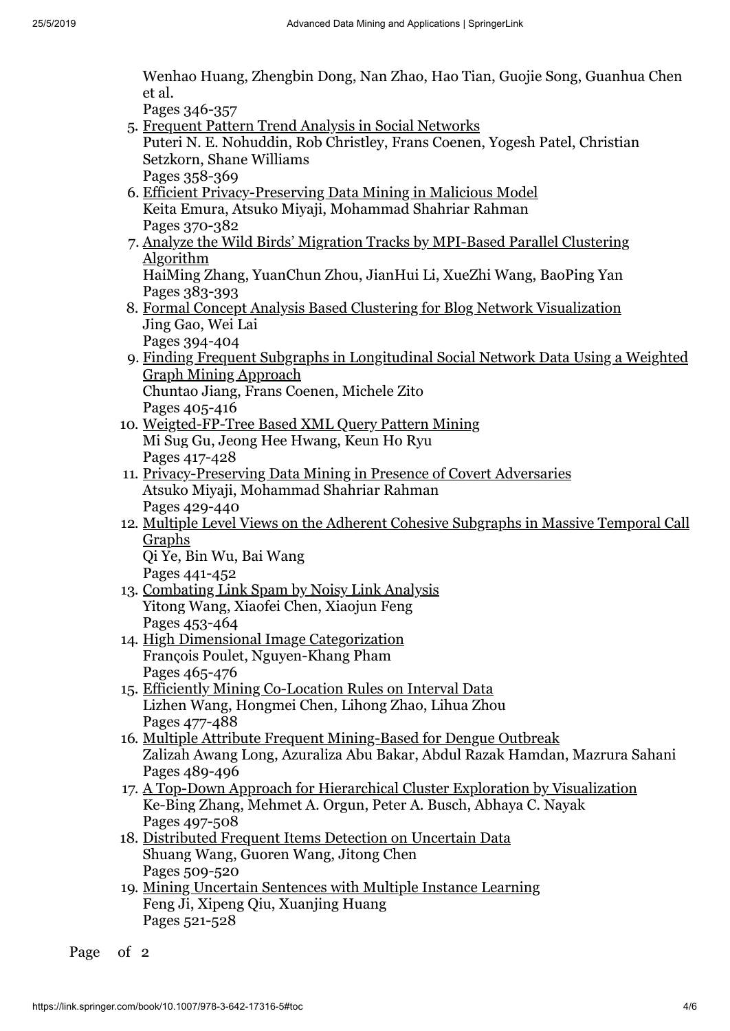Wenhao Huang, Zhengbin Dong, Nan Zhao, Hao Tian, Guojie Song, Guanhua Chen et al.
Pages 346-357

5. Frequent Pattern Trend Analysis in Social Networks
   Puteri N. E. Nohuddin, Rob Christley, Frans Coenen, Yogesh Patel, Christian Setzkorn, Shane Williams
   Pages 358-369
6. Efficient Privacy-Preserving Data Mining in Malicious Model
   Keita Emura, Atsuko Miyaji, Mohammad Shahriar Rahman
   Pages 370-382
7. Analyze the Wild Birds' Migration Tracks by MPI-Based Parallel Clustering Algorithm
   HaiMing Zhang, YuanChun Zhou, JianHui Li, XueZhi Wang, BaoPing Yan
   Pages 383-393
8. Formal Concept Analysis Based Clustering for Blog Network Visualization
   Jing Gao, Wei Lai
   Pages 394-404
9. Finding Frequent Subgraphs in Longitudinal Social Network Data Using a Weighted Graph Mining Approach
   Chuntao Jiang, Frans Coenen, Michele Zito
   Pages 405-416
10. Weigted-FP-Tree Based XML Query Pattern Mining
    Mi Sug Gu, Jeong Hee Hwang, Keun Ho Ryu
    Pages 417-428
11. Privacy-Preserving Data Mining in Presence of Covert Adversaries
    Atsuko Miyaji, Mohammad Shahriar Rahman
    Pages 429-440
12. Multiple Level Views on the Adherent Cohesive Subgraphs in Massive Temporal Call Graphs
    Qi Ye, Bin Wu, Bai Wang
    Pages 441-452
13. Combating Link Spam by Noisy Link Analysis
    Yitong Wang, Xiaofei Chen, Xiaojun Feng
    Pages 453-464
14. High Dimensional Image Categorization
    François Poulet, Nguyen-Khang Pham
    Pages 465-476
15. Efficiently Mining Co-Location Rules on Interval Data
    Lizhen Wang, Hongmei Chen, Lihong Zhao, Lihua Zhou
    Pages 477-488
16. Multiple Attribute Frequent Mining-Based for Dengue Outbreak
    Zalizah Awang Long, Azuraliza Abu Bakar, Abdul Razak Hamdan, Mazrura Sahani
    Pages 489-496
17. A Top-Down Approach for Hierarchical Cluster Exploration by Visualization
    Ke-Bing Zhang, Mehmet A. Orgun, Peter A. Busch, Abhaya C. Nayak
    Pages 497-508
18. Distributed Frequent Items Detection on Uncertain Data
    Shuang Wang, Guoren Wang, Jitong Chen
    Pages 509-520
19. Mining Uncertain Sentences with Multiple Instance Learning
    Feng Ji, Xipeng Qiu, Xuanjing Huang
    Pages 521-528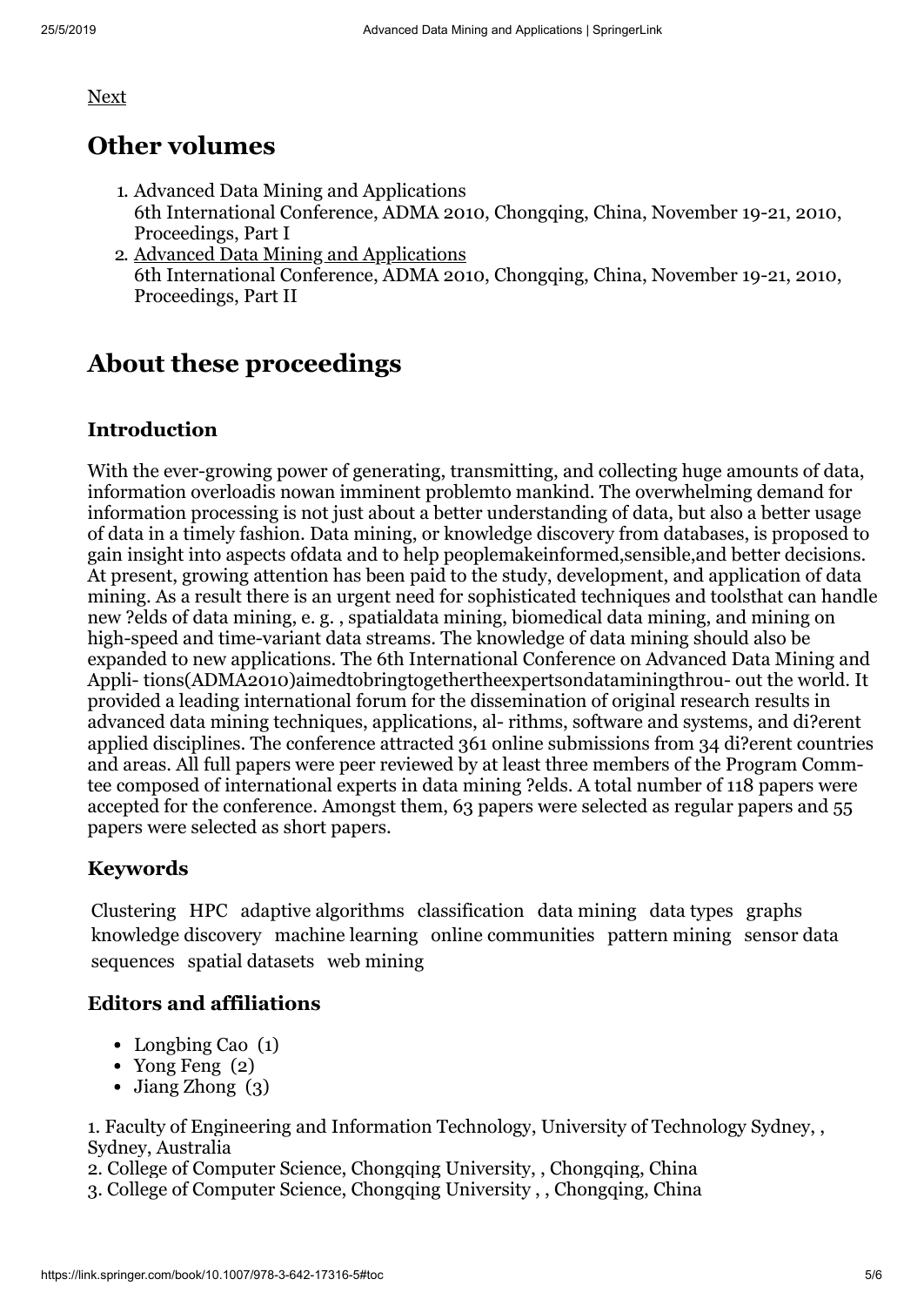Next

## Other volumes

1. Advanced Data Mining and Applications
   6th International Conference, ADMA 2010, Chongqing, China, November 19-21, 2010, Proceedings, Part I
2. Advanced Data Mining and Applications
   6th International Conference, ADMA 2010, Chongqing, China, November 19-21, 2010, Proceedings, Part II

## About these proceedings

### Introduction

With the ever-growing power of generating, transmitting, and collecting huge amounts of data, information overloadis nowan imminent problemto mankind. The overwhelming demand for information processing is not just about a better understanding of data, but also a better usage of data in a timely fashion. Data mining, or knowledge discovery from databases, is proposed to gain insight into aspects ofdata and to help peoplemakeinformed,sensible,and better decisions. At present, growing attention has been paid to the study, development, and application of data mining. As a result there is an urgent need for sophisticated techniques and toolsthat can handle new ?elds of data mining, e. g. , spatialdata mining, biomedical data mining, and mining on high-speed and time-variant data streams. The knowledge of data mining should also be expanded to new applications. The 6th International Conference on Advanced Data Mining and Appli- tions(ADMA2010)aimedtobringtogethertheexpertsondataminingthrou- out the world. It provided a leading international forum for the dissemination of original research results in advanced data mining techniques, applications, al- rithms, software and systems, and di?erent applied disciplines. The conference attracted 361 online submissions from 34 di?erent countries and areas. All full papers were peer reviewed by at least three members of the Program Comm- tee composed of international experts in data mining ?elds. A total number of 118 papers were accepted for the conference. Amongst them, 63 papers were selected as regular papers and 55 papers were selected as short papers.

### Keywords

Clustering HPC adaptive algorithms classification data mining data types graphs knowledge discovery machine learning online communities pattern mining sensor data sequences spatial datasets web mining

### Editors and affiliations

- Longbing Cao (1)
- Yong Feng (2)
- Jiang Zhong (3)

1. Faculty of Engineering and Information Technology, University of Technology Sydney, , Sydney, Australia
2. College of Computer Science, Chongqing University, , Chongqing, China
3. College of Computer Science, Chongqing University , , Chongqing, China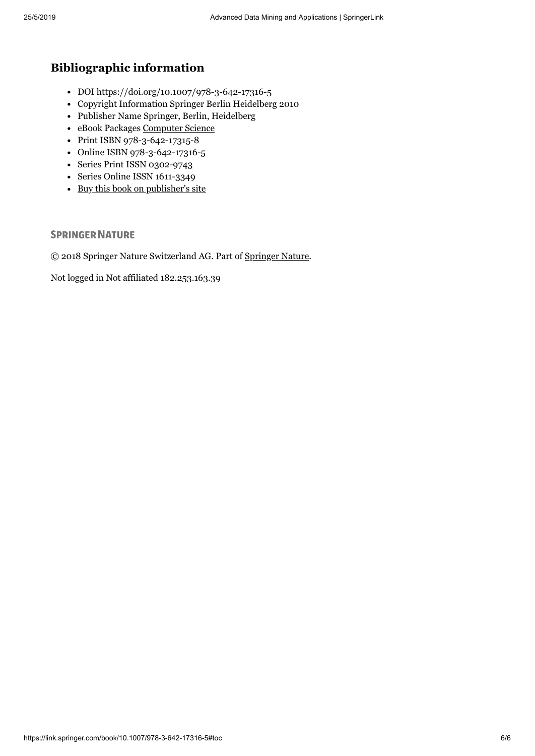## Bibliographic information

- DOI https://doi.org/10.1007/978-3-642-17316-5
- Copyright Information Springer Berlin Heidelberg 2010
- Publisher Name Springer, Berlin, Heidelberg
- eBook Packages Computer Science
- Print ISBN 978-3-642-17315-8
- Online ISBN 978-3-642-17316-5
- Series Print ISSN 0302-9743
- Series Online ISSN 1611-3349
- Buy this book on publisher's site

**SPRINGER NATURE**

© 2018 Springer Nature Switzerland AG. Part of Springer Nature.

Not logged in Not affiliated 182.253.163.39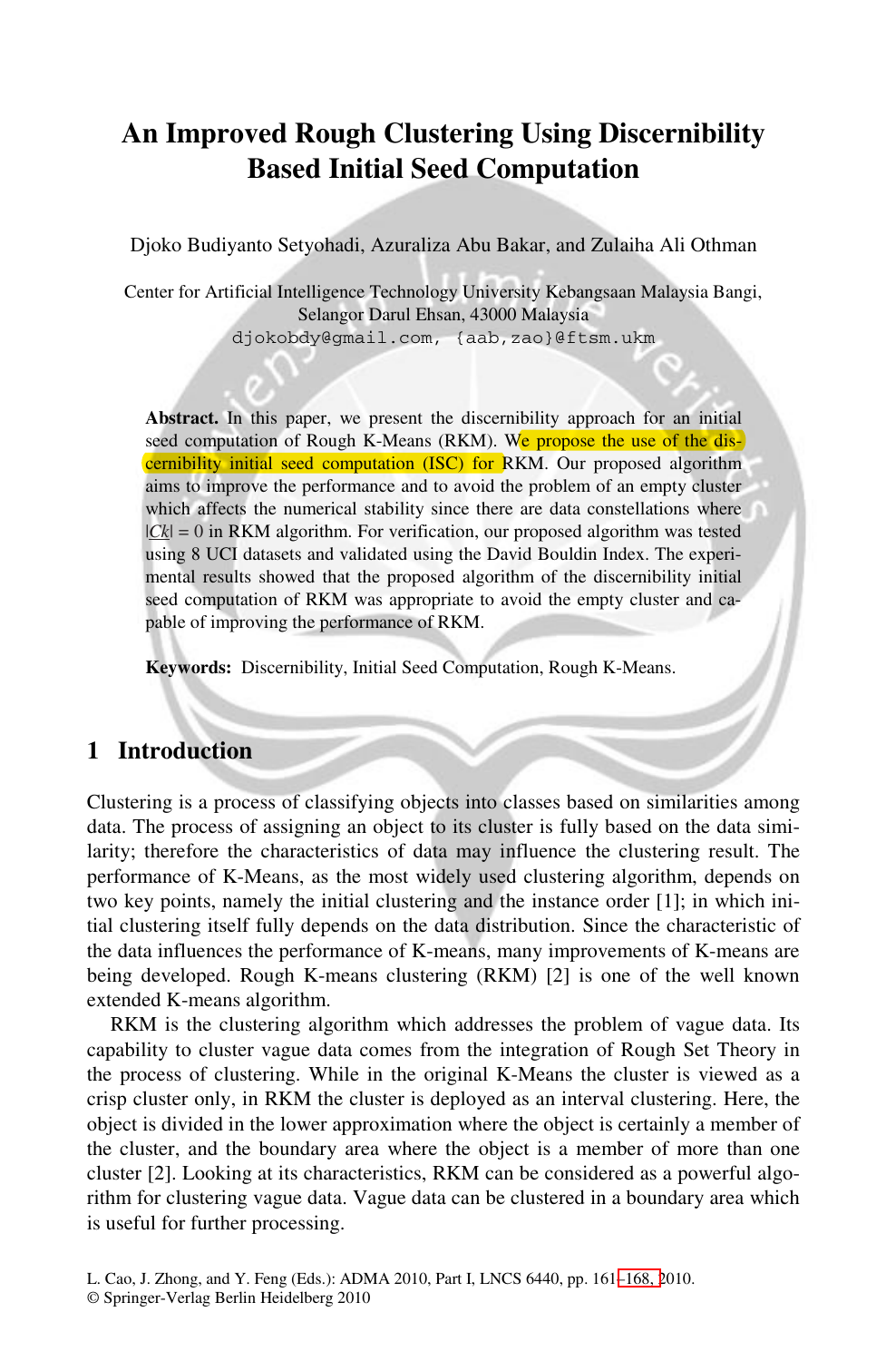# An Improved Rough Clustering Using Discernibility Based Initial Seed Computation

Djoko Budiyanto Setyohadi, Azuraliza Abu Bakar, and Zulaiha Ali Othman

Center for Artificial Intelligence Technology University Kebangsaan Malaysia Bangi, Selangor Darul Ehsan, 43000 Malaysia
djokobdy@gmail.com, {aab,zao}@ftsm.ukm

**Abstract.** In this paper, we present the discernibility approach for an initial seed computation of Rough K-Means (RKM). We propose the use of the discernibility initial seed computation (ISC) for RKM. Our proposed algorithm aims to improve the performance and to avoid the problem of an empty cluster which affects the numerical stability since there are data constellations where $|Ck| = 0$ in RKM algorithm. For verification, our proposed algorithm was tested using 8 UCI datasets and validated using the David Bouldin Index. The experimental results showed that the proposed algorithm of the discernibility initial seed computation of RKM was appropriate to avoid the empty cluster and capable of improving the performance of RKM.

**Keywords:** Discernibility, Initial Seed Computation, Rough K-Means.

## 1 Introduction

Clustering is a process of classifying objects into classes based on similarities among data. The process of assigning an object to its cluster is fully based on the data similarity; therefore the characteristics of data may influence the clustering result. The performance of K-Means, as the most widely used clustering algorithm, depends on two key points, namely the initial clustering and the instance order [1]; in which initial clustering itself fully depends on the data distribution. Since the characteristic of the data influences the performance of K-means, many improvements of K-means are being developed. Rough K-means clustering (RKM) [2] is one of the well known extended K-means algorithm.

RKM is the clustering algorithm which addresses the problem of vague data. Its capability to cluster vague data comes from the integration of Rough Set Theory in the process of clustering. While in the original K-Means the cluster is viewed as a crisp cluster only, in RKM the cluster is deployed as an interval clustering. Here, the object is divided in the lower approximation where the object is certainly a member of the cluster, and the boundary area where the object is a member of more than one cluster [2]. Looking at its characteristics, RKM can be considered as a powerful algorithm for clustering vague data. Vague data can be clustered in a boundary area which is useful for further processing.

L. Cao, J. Zhong, and Y. Feng (Eds.): ADMA 2010, Part I, LNCS 6440, pp. 161–168, 2010.
© Springer-Verlag Berlin Heidelberg 2010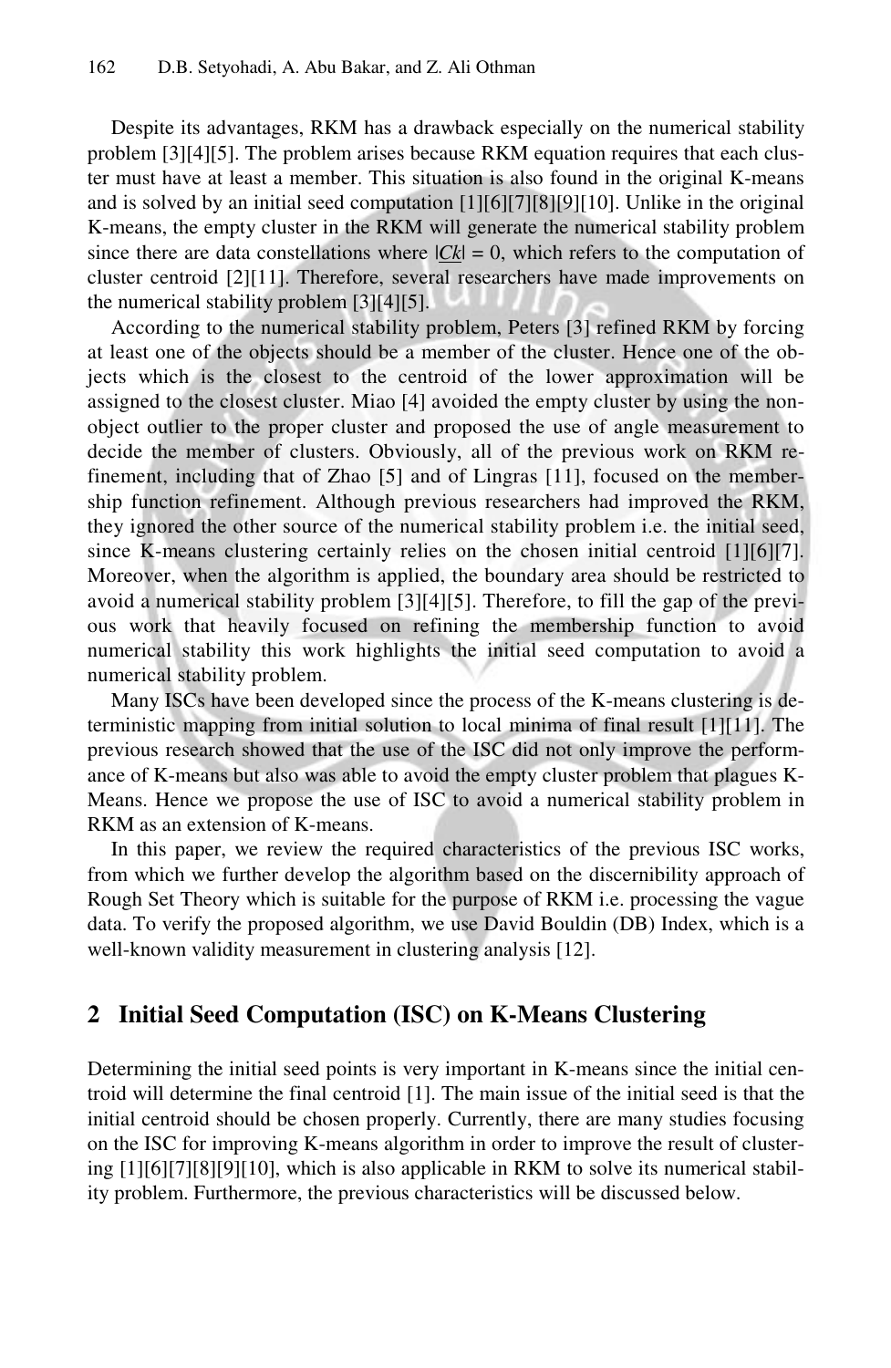Despite its advantages, RKM has a drawback especially on the numerical stability problem [3][4][5]. The problem arises because RKM equation requires that each cluster must have at least a member. This situation is also found in the original K-means and is solved by an initial seed computation [1][6][7][8][9][10]. Unlike in the original K-means, the empty cluster in the RKM will generate the numerical stability problem since there are data constellations where $|\underline{Ck}| = 0$, which refers to the computation of cluster centroid [2][11]. Therefore, several researchers have made improvements on the numerical stability problem [3][4][5].

According to the numerical stability problem, Peters [3] refined RKM by forcing at least one of the objects should be a member of the cluster. Hence one of the objects which is the closest to the centroid of the lower approximation will be assigned to the closest cluster. Miao [4] avoided the empty cluster by using the non-object outlier to the proper cluster and proposed the use of angle measurement to decide the member of clusters. Obviously, all of the previous work on RKM refinement, including that of Zhao [5] and of Lingras [11], focused on the membership function refinement. Although previous researchers had improved the RKM, they ignored the other source of the numerical stability problem i.e. the initial seed, since K-means clustering certainly relies on the chosen initial centroid [1][6][7]. Moreover, when the algorithm is applied, the boundary area should be restricted to avoid a numerical stability problem [3][4][5]. Therefore, to fill the gap of the previous work that heavily focused on refining the membership function to avoid numerical stability this work highlights the initial seed computation to avoid a numerical stability problem.

Many ISCs have been developed since the process of the K-means clustering is deterministic mapping from initial solution to local minima of final result [1][11]. The previous research showed that the use of the ISC did not only improve the performance of K-means but also was able to avoid the empty cluster problem that plagues K-Means. Hence we propose the use of ISC to avoid a numerical stability problem in RKM as an extension of K-means.

In this paper, we review the required characteristics of the previous ISC works, from which we further develop the algorithm based on the discernibility approach of Rough Set Theory which is suitable for the purpose of RKM i.e. processing the vague data. To verify the proposed algorithm, we use David Bouldin (DB) Index, which is a well-known validity measurement in clustering analysis [12].

## 2 Initial Seed Computation (ISC) on K-Means Clustering

Determining the initial seed points is very important in K-means since the initial centroid will determine the final centroid [1]. The main issue of the initial seed is that the initial centroid should be chosen properly. Currently, there are many studies focusing on the ISC for improving K-means algorithm in order to improve the result of clustering [1][6][7][8][9][10], which is also applicable in RKM to solve its numerical stability problem. Furthermore, the previous characteristics will be discussed below.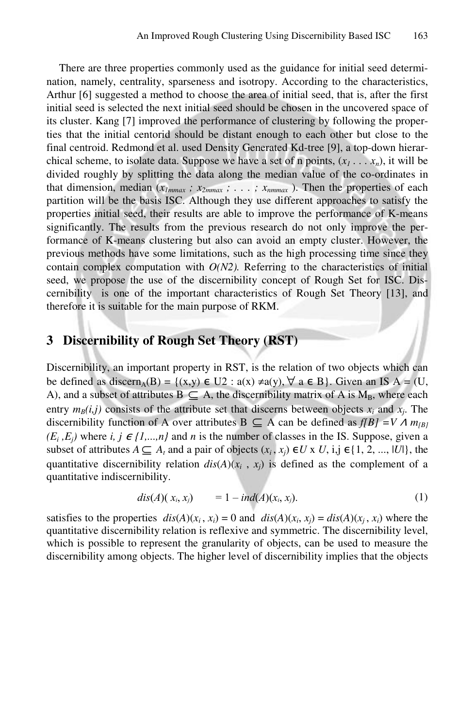There are three properties commonly used as the guidance for initial seed determination, namely, centrality, sparseness and isotropy. According to the characteristics, Arthur [6] suggested a method to choose the area of initial seed, that is, after the first initial seed is selected the next initial seed should be chosen in the uncovered space of its cluster. Kang [7] improved the performance of clustering by following the properties that the initial centorid should be distant enough to each other but close to the final centroid. Redmond et al. used Density Generated Kd-tree [9], a top-down hierarchical scheme, to isolate data. Suppose we have a set of n points, $(x_1 \ldots x_n)$, it will be divided roughly by splitting the data along the median value of the co-ordinates in that dimension, median $(x_{1mmax} ; x_{2mmax} ; \ldots ; x_{nmmax})$. Then the properties of each partition will be the basis ISC. Although they use different approaches to satisfy the properties initial seed, their results are able to improve the performance of K-means significantly. The results from the previous research do not only improve the performance of K-means clustering but also can avoid an empty cluster. However, the previous methods have some limitations, such as the high processing time since they contain complex computation with *O(N2).* Referring to the characteristics of initial seed, we propose the use of the discernibility concept of Rough Set for ISC. Discernibility is one of the important characteristics of Rough Set Theory [13], and therefore it is suitable for the main purpose of RKM.

## 3 Discernibility of Rough Set Theory (RST)

Discernibility, an important property in RST, is the relation of two objects which can be defined as $\text{discern}_A(B) = \{(x,y) \in U2 : a(x) \neq a(y), \forall\ a \in B\}$. Given an IS A = (U, A), and a subset of attributes $B \subseteq A$, the discernibility matrix of A is $M_B$, where each entry $m_B(i,j)$ consists of the attribute set that discerns between objects $x_i$ and $x_j$. The discernibility function of A over attributes $B \subseteq A$ can be defined as $f[B] = V \wedge m_{[B]}(E_i, E_j)$ where $i, j \in \{1,\ldots,n\}$ and $n$ is the number of classes in the IS. Suppose, given a subset of attributes $A \subseteq A_t$ and a pair of objects $(x_i, x_j) \in U \times U$, $i,j \in \{1, 2, \ldots, |U|\}$, the quantitative discernibility relation $dis(A)(x_i, x_j)$ is defined as the complement of a quantitative indiscernibility.

$$dis(A)(x_i, x_j) \qquad = 1 - ind(A)(x_i, x_j). \tag{1}$$

satisfies to the properties $dis(A)(x_i, x_i) = 0$ and $dis(A)(x_i, x_j) = dis(A)(x_j, x_i)$ where the quantitative discernibility relation is reflexive and symmetric. The discernibility level, which is possible to represent the granularity of objects, can be used to measure the discernibility among objects. The higher level of discernibility implies that the objects